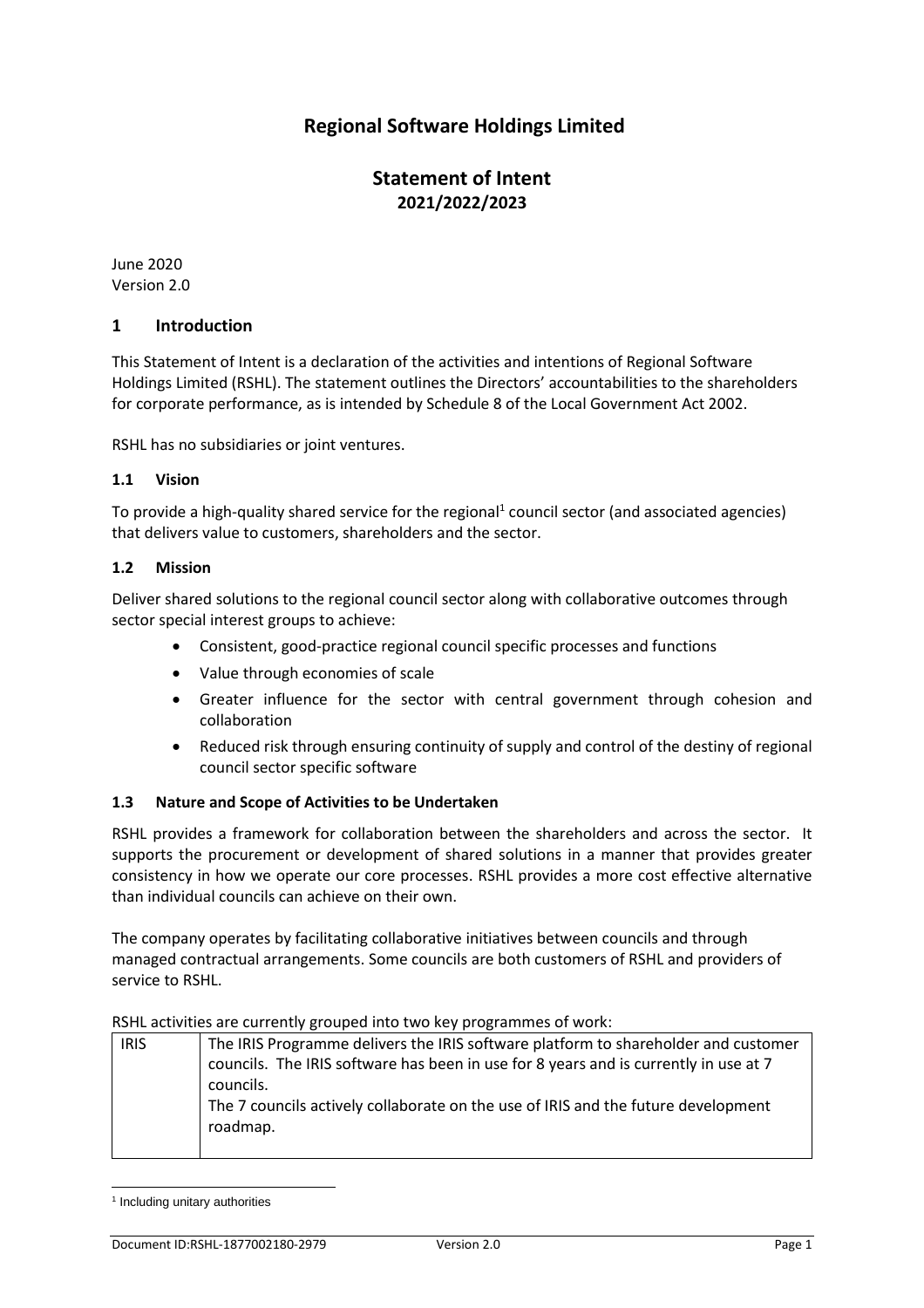# Regional Software Holdings Limited

## Statement of Intent

**2021/2022/2023**

June 2020
Version 2.0

## 1 Introduction

This Statement of Intent is a declaration of the activities and intentions of Regional Software Holdings Limited (RSHL). The statement outlines the Directors' accountabilities to the shareholders for corporate performance, as is intended by Schedule 8 of the Local Government Act 2002.

RSHL has no subsidiaries or joint ventures.

### 1.1 Vision

To provide a high-quality shared service for the regional[1] council sector (and associated agencies) that delivers value to customers, shareholders and the sector.

### 1.2 Mission

Deliver shared solutions to the regional council sector along with collaborative outcomes through sector special interest groups to achieve:

- Consistent, good-practice regional council specific processes and functions
- Value through economies of scale
- Greater influence for the sector with central government through cohesion and collaboration
- Reduced risk through ensuring continuity of supply and control of the destiny of regional council sector specific software

### 1.3 Nature and Scope of Activities to be Undertaken

RSHL provides a framework for collaboration between the shareholders and across the sector. It supports the procurement or development of shared solutions in a manner that provides greater consistency in how we operate our core processes. RSHL provides a more cost effective alternative than individual councils can achieve on their own.

The company operates by facilitating collaborative initiatives between councils and through managed contractual arrangements. Some councils are both customers of RSHL and providers of service to RSHL.

RSHL activities are currently grouped into two key programmes of work:

| | |
|---|---|
| IRIS | The IRIS Programme delivers the IRIS software platform to shareholder and customer councils. The IRIS software has been in use for 8 years and is currently in use at 7 councils.<br>The 7 councils actively collaborate on the use of IRIS and the future development roadmap. |

[1] Including unitary authorities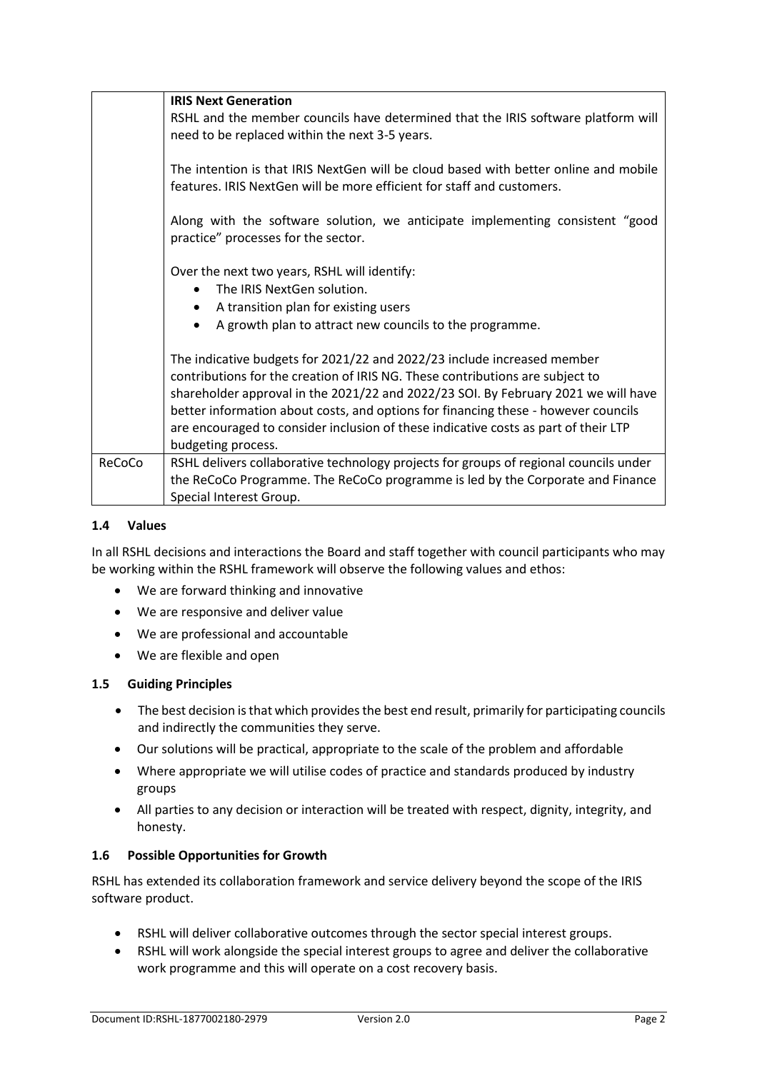| | |
|---|---|
| | **IRIS Next Generation**<br>RSHL and the member councils have determined that the IRIS software platform will need to be replaced within the next 3-5 years.<br><br>The intention is that IRIS NextGen will be cloud based with better online and mobile features. IRIS NextGen will be more efficient for staff and customers.<br><br>Along with the software solution, we anticipate implementing consistent "good practice" processes for the sector.<br><br>Over the next two years, RSHL will identify:<br>• The IRIS NextGen solution.<br>• A transition plan for existing users<br>• A growth plan to attract new councils to the programme.<br><br>The indicative budgets for 2021/22 and 2022/23 include increased member contributions for the creation of IRIS NG. These contributions are subject to shareholder approval in the 2021/22 and 2022/23 SOI. By February 2021 we will have better information about costs, and options for financing these - however councils are encouraged to consider inclusion of these indicative costs as part of their LTP budgeting process. |
| ReCoCo | RSHL delivers collaborative technology projects for groups of regional councils under the ReCoCo Programme. The ReCoCo programme is led by the Corporate and Finance Special Interest Group. |

### 1.4 Values

In all RSHL decisions and interactions the Board and staff together with council participants who may be working within the RSHL framework will observe the following values and ethos:

- We are forward thinking and innovative
- We are responsive and deliver value
- We are professional and accountable
- We are flexible and open

### 1.5 Guiding Principles

- The best decision is that which provides the best end result, primarily for participating councils and indirectly the communities they serve.
- Our solutions will be practical, appropriate to the scale of the problem and affordable
- Where appropriate we will utilise codes of practice and standards produced by industry groups
- All parties to any decision or interaction will be treated with respect, dignity, integrity, and honesty.

### 1.6 Possible Opportunities for Growth

RSHL has extended its collaboration framework and service delivery beyond the scope of the IRIS software product.

- RSHL will deliver collaborative outcomes through the sector special interest groups.
- RSHL will work alongside the special interest groups to agree and deliver the collaborative work programme and this will operate on a cost recovery basis.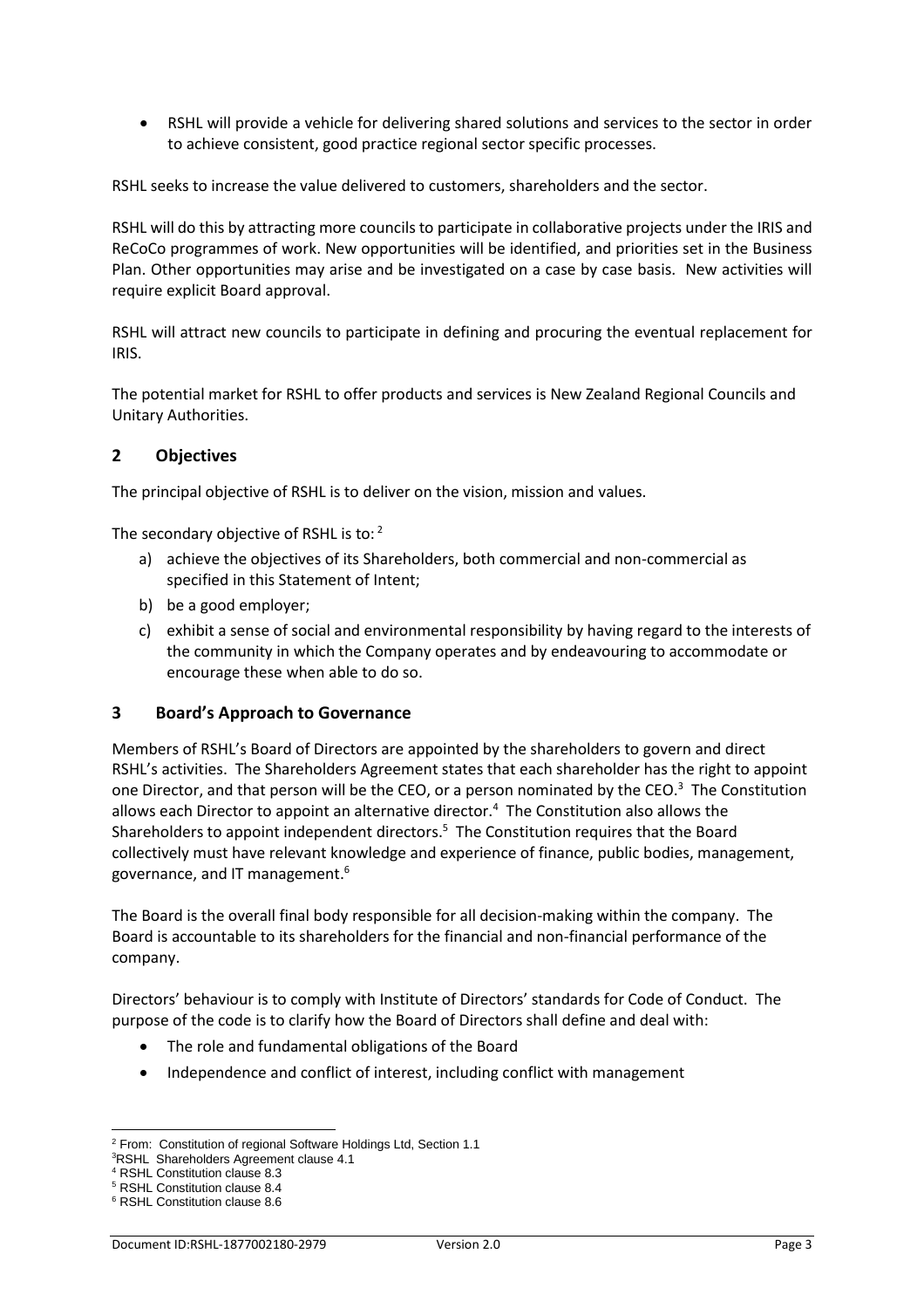- RSHL will provide a vehicle for delivering shared solutions and services to the sector in order to achieve consistent, good practice regional sector specific processes.

RSHL seeks to increase the value delivered to customers, shareholders and the sector.

RSHL will do this by attracting more councils to participate in collaborative projects under the IRIS and ReCoCo programmes of work. New opportunities will be identified, and priorities set in the Business Plan. Other opportunities may arise and be investigated on a case by case basis. New activities will require explicit Board approval.

RSHL will attract new councils to participate in defining and procuring the eventual replacement for IRIS.

The potential market for RSHL to offer products and services is New Zealand Regional Councils and Unitary Authorities.

## 2 Objectives

The principal objective of RSHL is to deliver on the vision, mission and values.

The secondary objective of RSHL is to: [2]

a) achieve the objectives of its Shareholders, both commercial and non-commercial as specified in this Statement of Intent;
b) be a good employer;
c) exhibit a sense of social and environmental responsibility by having regard to the interests of the community in which the Company operates and by endeavouring to accommodate or encourage these when able to do so.

## 3 Board's Approach to Governance

Members of RSHL's Board of Directors are appointed by the shareholders to govern and direct RSHL's activities. The Shareholders Agreement states that each shareholder has the right to appoint one Director, and that person will be the CEO, or a person nominated by the CEO.[3] The Constitution allows each Director to appoint an alternative director.[4] The Constitution also allows the Shareholders to appoint independent directors.[5] The Constitution requires that the Board collectively must have relevant knowledge and experience of finance, public bodies, management, governance, and IT management.[6]

The Board is the overall final body responsible for all decision-making within the company. The Board is accountable to its shareholders for the financial and non-financial performance of the company.

Directors' behaviour is to comply with Institute of Directors' standards for Code of Conduct. The purpose of the code is to clarify how the Board of Directors shall define and deal with:

- The role and fundamental obligations of the Board
- Independence and conflict of interest, including conflict with management

---

[2] From: Constitution of regional Software Holdings Ltd, Section 1.1
[3] RSHL Shareholders Agreement clause 4.1
[4] RSHL Constitution clause 8.3
[5] RSHL Constitution clause 8.4
[6] RSHL Constitution clause 8.6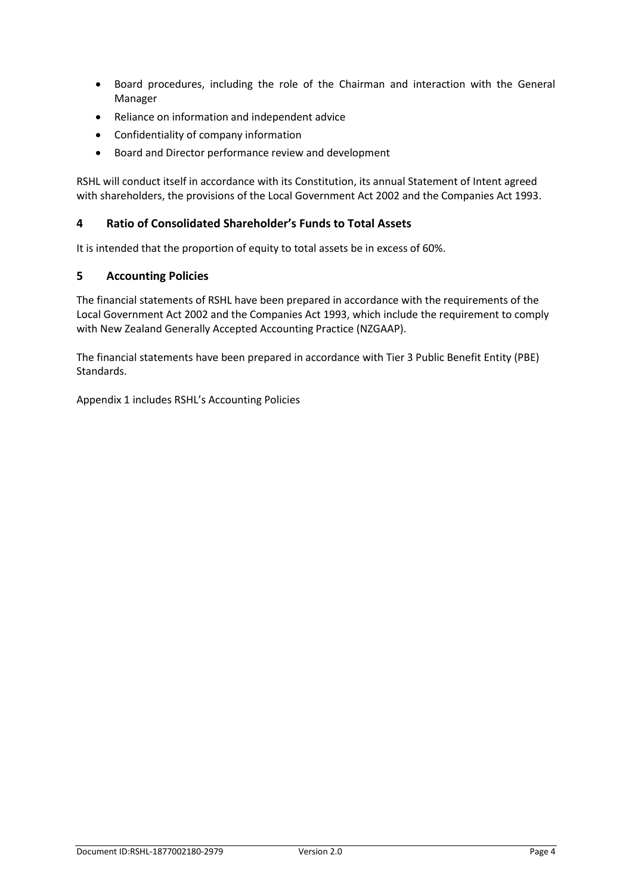- Board procedures, including the role of the Chairman and interaction with the General Manager
- Reliance on information and independent advice
- Confidentiality of company information
- Board and Director performance review and development

RSHL will conduct itself in accordance with its Constitution, its annual Statement of Intent agreed with shareholders, the provisions of the Local Government Act 2002 and the Companies Act 1993.

## 4 Ratio of Consolidated Shareholder's Funds to Total Assets

It is intended that the proportion of equity to total assets be in excess of 60%.

## 5 Accounting Policies

The financial statements of RSHL have been prepared in accordance with the requirements of the Local Government Act 2002 and the Companies Act 1993, which include the requirement to comply with New Zealand Generally Accepted Accounting Practice (NZGAAP).

The financial statements have been prepared in accordance with Tier 3 Public Benefit Entity (PBE) Standards.

Appendix 1 includes RSHL's Accounting Policies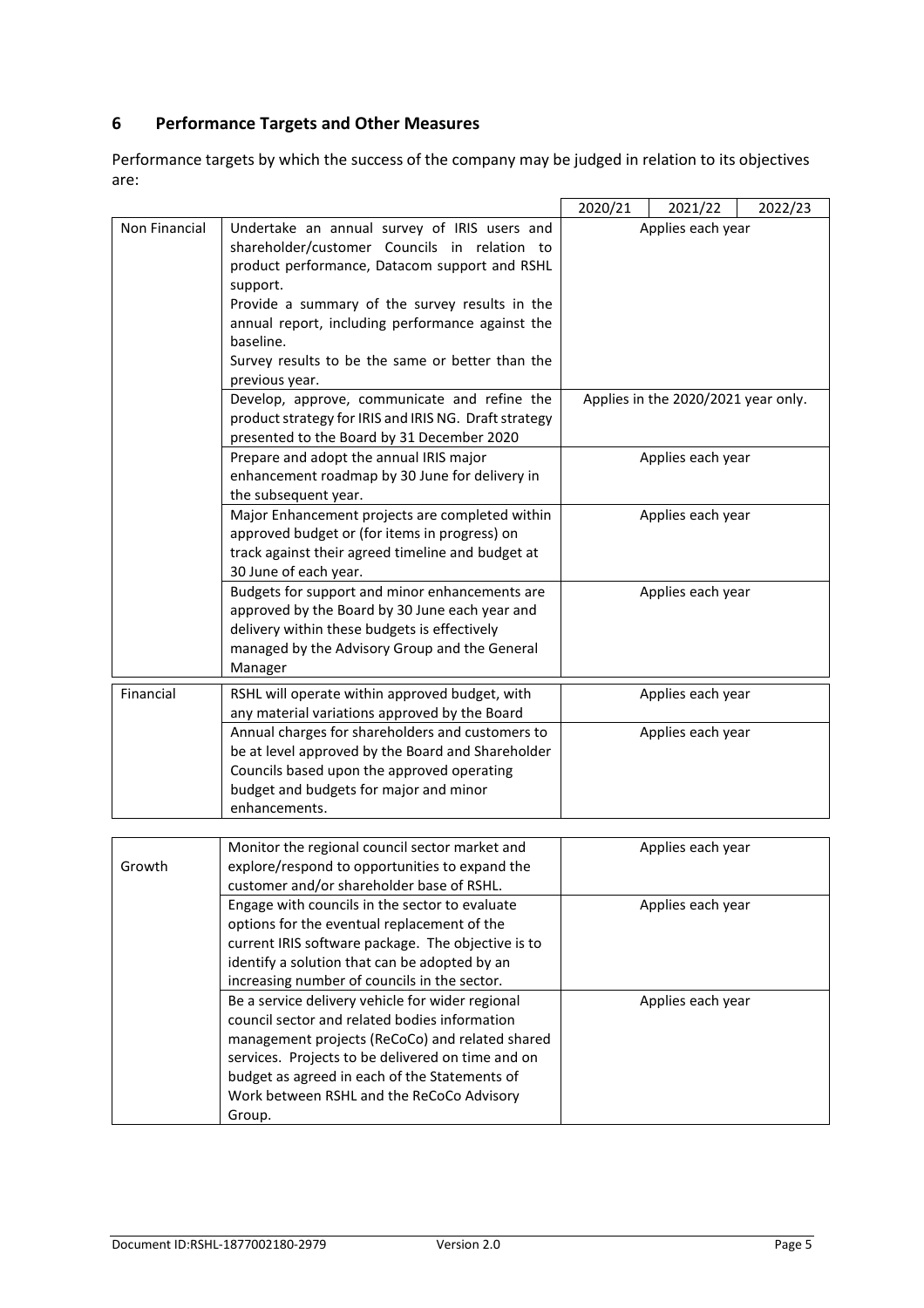## 6 Performance Targets and Other Measures

Performance targets by which the success of the company may be judged in relation to its objectives are:

| | | 2020/21 | 2021/22 | 2022/23 |
|---|---|---|---|---|
| Non Financial | Undertake an annual survey of IRIS users and shareholder/customer Councils in relation to product performance, Datacom support and RSHL support.<br>Provide a summary of the survey results in the annual report, including performance against the baseline.<br>Survey results to be the same or better than the previous year. | Applies each year | | |
| | Develop, approve, communicate and refine the product strategy for IRIS and IRIS NG. Draft strategy presented to the Board by 31 December 2020 | Applies in the 2020/2021 year only. | | |
| | Prepare and adopt the annual IRIS major enhancement roadmap by 30 June for delivery in the subsequent year. | Applies each year | | |
| | Major Enhancement projects are completed within approved budget or (for items in progress) on track against their agreed timeline and budget at 30 June of each year. | Applies each year | | |
| | Budgets for support and minor enhancements are approved by the Board by 30 June each year and delivery within these budgets is effectively managed by the Advisory Group and the General Manager | Applies each year | | |
| Financial | RSHL will operate within approved budget, with any material variations approved by the Board | Applies each year | | |
| | Annual charges for shareholders and customers to be at level approved by the Board and Shareholder Councils based upon the approved operating budget and budgets for major and minor enhancements. | Applies each year | | |
| Growth | Monitor the regional council sector market and explore/respond to opportunities to expand the customer and/or shareholder base of RSHL. | Applies each year | | |
| | Engage with councils in the sector to evaluate options for the eventual replacement of the current IRIS software package. The objective is to identify a solution that can be adopted by an increasing number of councils in the sector. | Applies each year | | |
| | Be a service delivery vehicle for wider regional council sector and related bodies information management projects (ReCoCo) and related shared services. Projects to be delivered on time and on budget as agreed in each of the Statements of Work between RSHL and the ReCoCo Advisory Group. | Applies each year | | |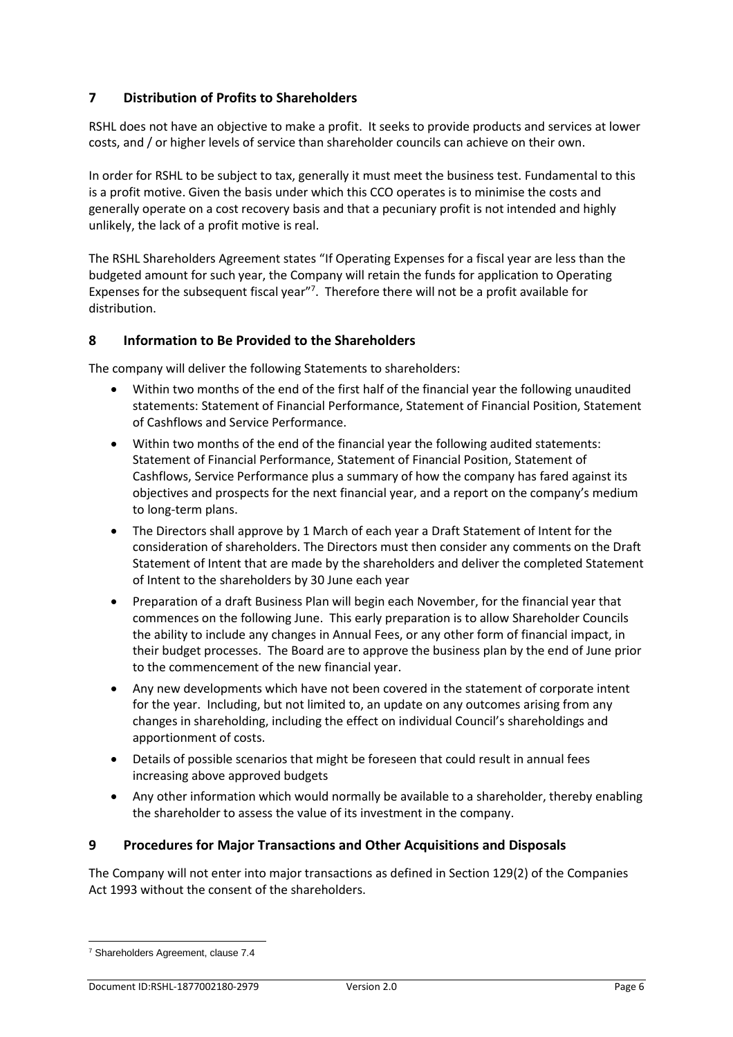## 7 Distribution of Profits to Shareholders

RSHL does not have an objective to make a profit. It seeks to provide products and services at lower costs, and / or higher levels of service than shareholder councils can achieve on their own.

In order for RSHL to be subject to tax, generally it must meet the business test. Fundamental to this is a profit motive. Given the basis under which this CCO operates is to minimise the costs and generally operate on a cost recovery basis and that a pecuniary profit is not intended and highly unlikely, the lack of a profit motive is real.

The RSHL Shareholders Agreement states "If Operating Expenses for a fiscal year are less than the budgeted amount for such year, the Company will retain the funds for application to Operating Expenses for the subsequent fiscal year"[7]. Therefore there will not be a profit available for distribution.

## 8 Information to Be Provided to the Shareholders

The company will deliver the following Statements to shareholders:

- Within two months of the end of the first half of the financial year the following unaudited statements: Statement of Financial Performance, Statement of Financial Position, Statement of Cashflows and Service Performance.
- Within two months of the end of the financial year the following audited statements: Statement of Financial Performance, Statement of Financial Position, Statement of Cashflows, Service Performance plus a summary of how the company has fared against its objectives and prospects for the next financial year, and a report on the company's medium to long-term plans.
- The Directors shall approve by 1 March of each year a Draft Statement of Intent for the consideration of shareholders. The Directors must then consider any comments on the Draft Statement of Intent that are made by the shareholders and deliver the completed Statement of Intent to the shareholders by 30 June each year
- Preparation of a draft Business Plan will begin each November, for the financial year that commences on the following June. This early preparation is to allow Shareholder Councils the ability to include any changes in Annual Fees, or any other form of financial impact, in their budget processes. The Board are to approve the business plan by the end of June prior to the commencement of the new financial year.
- Any new developments which have not been covered in the statement of corporate intent for the year. Including, but not limited to, an update on any outcomes arising from any changes in shareholding, including the effect on individual Council's shareholdings and apportionment of costs.
- Details of possible scenarios that might be foreseen that could result in annual fees increasing above approved budgets
- Any other information which would normally be available to a shareholder, thereby enabling the shareholder to assess the value of its investment in the company.

## 9 Procedures for Major Transactions and Other Acquisitions and Disposals

The Company will not enter into major transactions as defined in Section 129(2) of the Companies Act 1993 without the consent of the shareholders.

---

[7] Shareholders Agreement, clause 7.4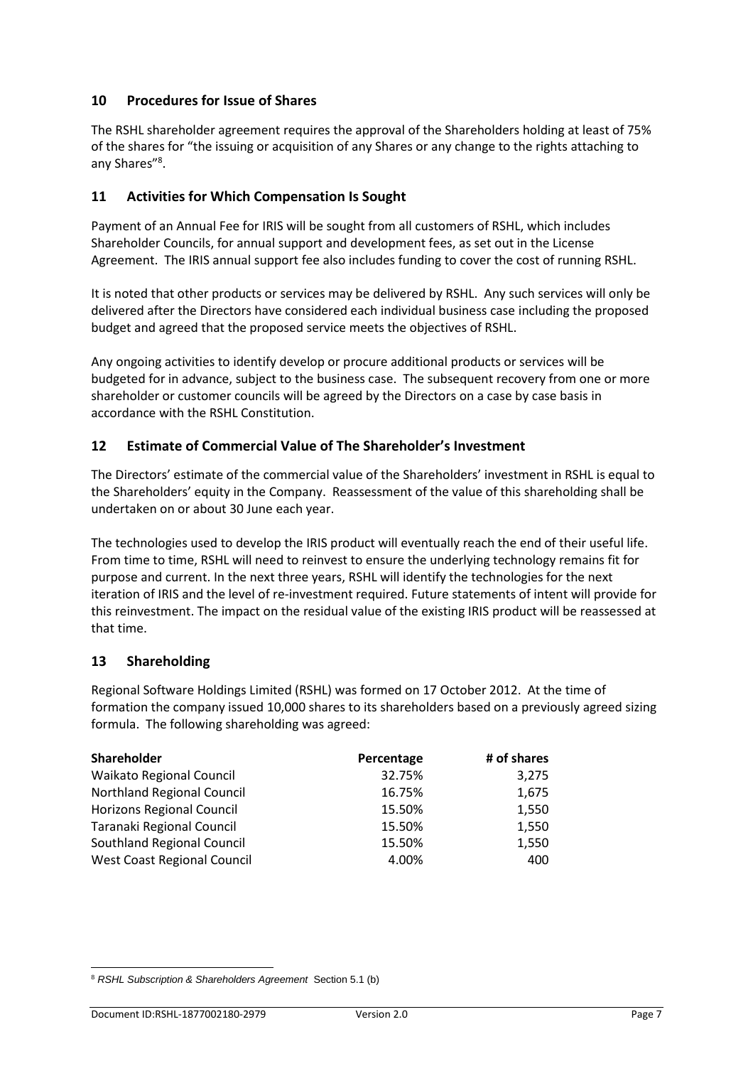## 10 Procedures for Issue of Shares

The RSHL shareholder agreement requires the approval of the Shareholders holding at least of 75% of the shares for "the issuing or acquisition of any Shares or any change to the rights attaching to any Shares"[8].

## 11 Activities for Which Compensation Is Sought

Payment of an Annual Fee for IRIS will be sought from all customers of RSHL, which includes Shareholder Councils, for annual support and development fees, as set out in the License Agreement. The IRIS annual support fee also includes funding to cover the cost of running RSHL.

It is noted that other products or services may be delivered by RSHL. Any such services will only be delivered after the Directors have considered each individual business case including the proposed budget and agreed that the proposed service meets the objectives of RSHL.

Any ongoing activities to identify develop or procure additional products or services will be budgeted for in advance, subject to the business case. The subsequent recovery from one or more shareholder or customer councils will be agreed by the Directors on a case by case basis in accordance with the RSHL Constitution.

## 12 Estimate of Commercial Value of The Shareholder's Investment

The Directors' estimate of the commercial value of the Shareholders' investment in RSHL is equal to the Shareholders' equity in the Company. Reassessment of the value of this shareholding shall be undertaken on or about 30 June each year.

The technologies used to develop the IRIS product will eventually reach the end of their useful life. From time to time, RSHL will need to reinvest to ensure the underlying technology remains fit for purpose and current. In the next three years, RSHL will identify the technologies for the next iteration of IRIS and the level of re-investment required. Future statements of intent will provide for this reinvestment. The impact on the residual value of the existing IRIS product will be reassessed at that time.

## 13 Shareholding

Regional Software Holdings Limited (RSHL) was formed on 17 October 2012. At the time of formation the company issued 10,000 shares to its shareholders based on a previously agreed sizing formula. The following shareholding was agreed:

| Shareholder | Percentage | # of shares |
|---|---|---|
| Waikato Regional Council | 32.75% | 3,275 |
| Northland Regional Council | 16.75% | 1,675 |
| Horizons Regional Council | 15.50% | 1,550 |
| Taranaki Regional Council | 15.50% | 1,550 |
| Southland Regional Council | 15.50% | 1,550 |
| West Coast Regional Council | 4.00% | 400 |

[8] *RSHL Subscription & Shareholders Agreement* Section 5.1 (b)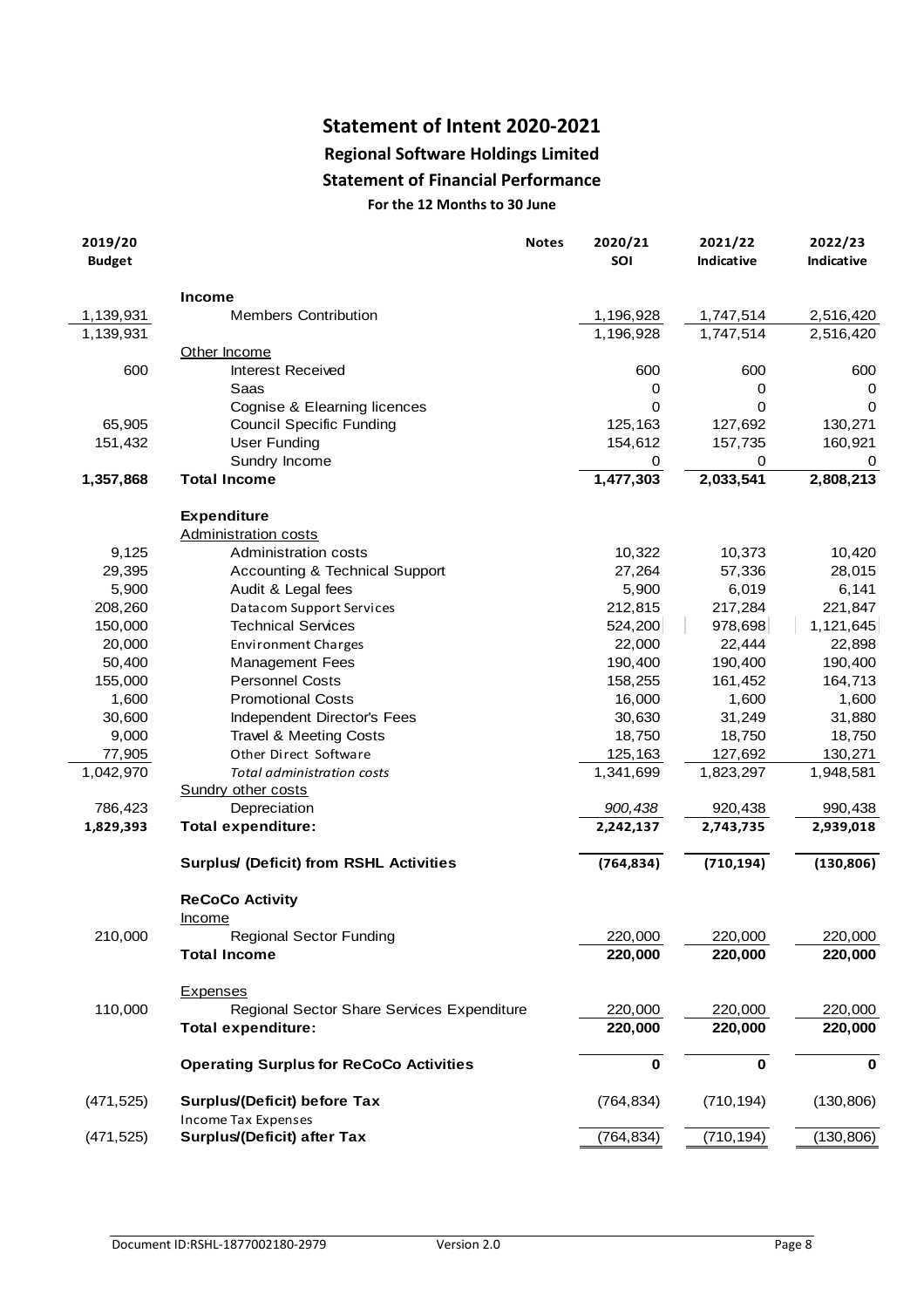# Statement of Intent 2020-2021

## Regional Software Holdings Limited

## Statement of Financial Performance

### For the 12 Months to 30 June

| 2019/20 Budget | | Notes | 2020/21 SOI | 2021/22 Indicative | 2022/23 Indicative |
|---|---|---|---|---|---|
| | **Income** | | | | |
| 1,139,931 | Members Contribution | | 1,196,928 | 1,747,514 | 2,516,420 |
| 1,139,931 | | | 1,196,928 | 1,747,514 | 2,516,420 |
| | Other Income | | | | |
| 600 | Interest Received | | 600 | 600 | 600 |
| | Saas | | 0 | 0 | 0 |
| | Cognise & Elearning licences | | 0 | 0 | 0 |
| 65,905 | Council Specific Funding | | 125,163 | 127,692 | 130,271 |
| 151,432 | User Funding | | 154,612 | 157,735 | 160,921 |
| | Sundry Income | | 0 | 0 | 0 |
| **1,357,868** | **Total Income** | | **1,477,303** | **2,033,541** | **2,808,213** |
| | **Expenditure** | | | | |
| | Administration costs | | | | |
| 9,125 | Administration costs | | 10,322 | 10,373 | 10,420 |
| 29,395 | Accounting & Technical Support | | 27,264 | 57,336 | 28,015 |
| 5,900 | Audit & Legal fees | | 5,900 | 6,019 | 6,141 |
| 208,260 | Datacom Support Services | | 212,815 | 217,284 | 221,847 |
| 150,000 | Technical Services | | 524,200 | 978,698 | 1,121,645 |
| 20,000 | Environment Charges | | 22,000 | 22,444 | 22,898 |
| 50,400 | Management Fees | | 190,400 | 190,400 | 190,400 |
| 155,000 | Personnel Costs | | 158,255 | 161,452 | 164,713 |
| 1,600 | Promotional Costs | | 16,000 | 1,600 | 1,600 |
| 30,600 | Independent Director's Fees | | 30,630 | 31,249 | 31,880 |
| 9,000 | Travel & Meeting Costs | | 18,750 | 18,750 | 18,750 |
| 77,905 | Other Direct Software | | 125,163 | 127,692 | 130,271 |
| 1,042,970 | *Total administration costs* | | 1,341,699 | 1,823,297 | 1,948,581 |
| | Sundry other costs | | | | |
| 786,423 | Depreciation | | *900,438* | 920,438 | 990,438 |
| **1,829,393** | **Total expenditure:** | | **2,242,137** | **2,743,735** | **2,939,018** |
| | **Surplus/ (Deficit) from RSHL Activities** | | **(764,834)** | **(710,194)** | **(130,806)** |
| | **ReCoCo Activity** | | | | |
| | Income | | | | |
| 210,000 | Regional Sector Funding | | 220,000 | 220,000 | 220,000 |
| | **Total Income** | | **220,000** | **220,000** | **220,000** |
| | Expenses | | | | |
| 110,000 | Regional Sector Share Services Expenditure | | 220,000 | 220,000 | 220,000 |
| | **Total expenditure:** | | **220,000** | **220,000** | **220,000** |
| | **Operating Surplus for ReCoCo Activities** | | **0** | **0** | **0** |
| (471,525) | **Surplus/(Deficit) before Tax** | | (764,834) | (710,194) | (130,806) |
| | Income Tax Expenses | | | | |
| (471,525) | **Surplus/(Deficit) after Tax** | | (764,834) | (710,194) | (130,806) |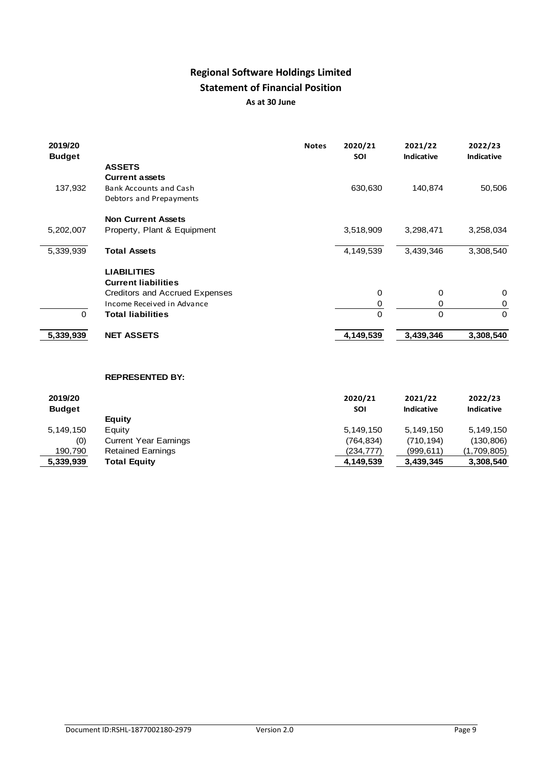# Regional Software Holdings Limited

## Statement of Financial Position

**As at 30 June**

| 2019/20 Budget | | Notes | 2020/21 SOI | 2021/22 Indicative | 2022/23 Indicative |
|---|---|---|---|---|---|
| | **ASSETS** | | | | |
| | **Current assets** | | | | |
| 137,932 | Bank Accounts and Cash | | 630,630 | 140,874 | 50,506 |
| | Debtors and Prepayments | | | | |
| | **Non Current Assets** | | | | |
| 5,202,007 | Property, Plant & Equipment | | 3,518,909 | 3,298,471 | 3,258,034 |
| 5,339,939 | **Total Assets** | | 4,149,539 | 3,439,346 | 3,308,540 |
| | **LIABILITIES** | | | | |
| | **Current liabilities** | | | | |
| | Creditors and Accrued Expenses | | 0 | 0 | 0 |
| | Income Received in Advance | | 0 | 0 | 0 |
| 0 | **Total liabilities** | | 0 | 0 | 0 |
| **5,339,939** | **NET ASSETS** | | **4,149,539** | **3,439,346** | **3,308,540** |

**REPRESENTED BY:**

| 2019/20 Budget | | 2020/21 SOI | 2021/22 Indicative | 2022/23 Indicative |
|---|---|---|---|---|
| | **Equity** | | | |
| 5,149,150 | Equity | 5,149,150 | 5,149,150 | 5,149,150 |
| (0) | Current Year Earnings | (764,834) | (710,194) | (130,806) |
| 190,790 | Retained Earnings | (234,777) | (999,611) | (1,709,805) |
| **5,339,939** | **Total Equity** | **4,149,539** | **3,439,345** | **3,308,540** |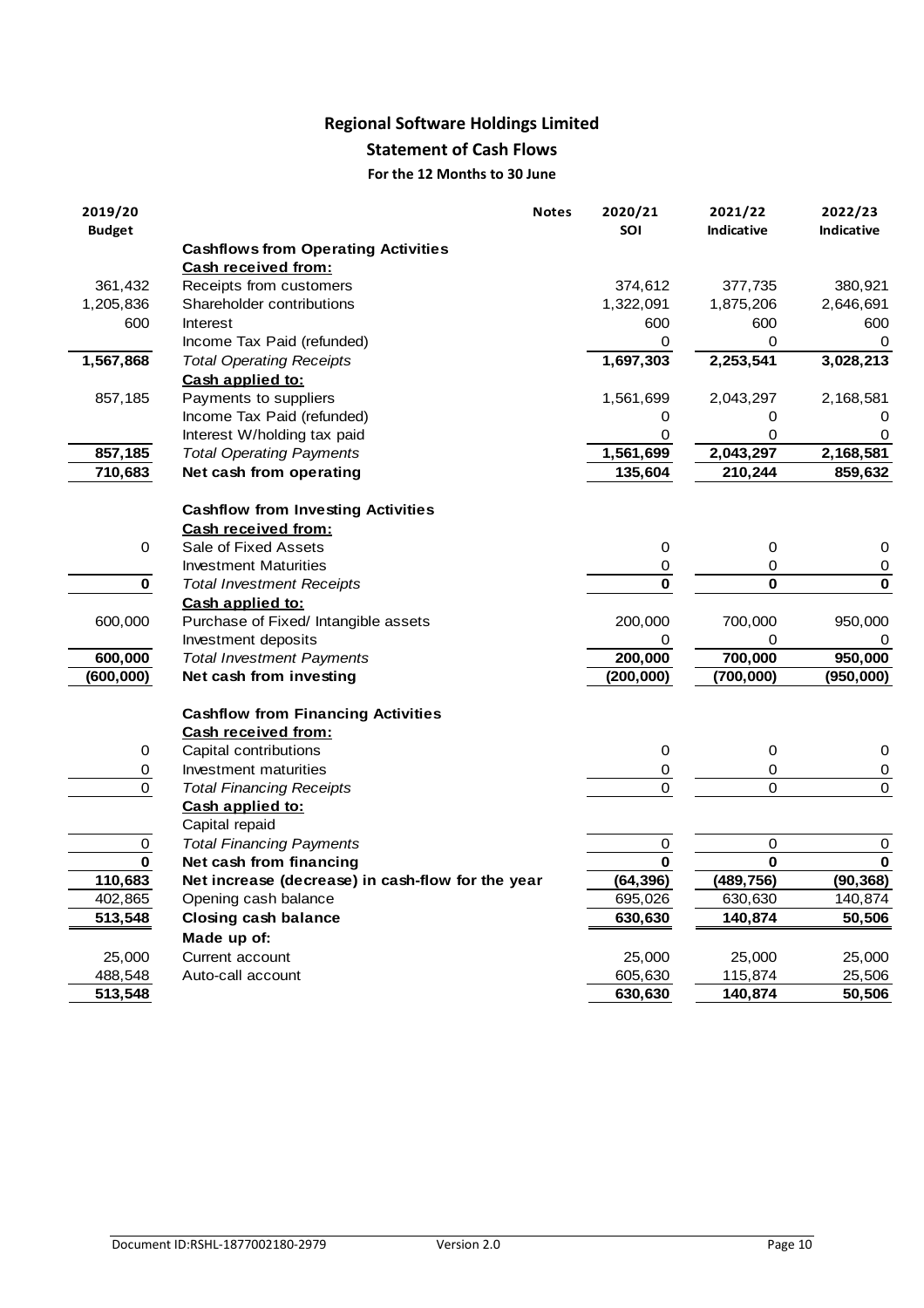# Regional Software Holdings Limited

## Statement of Cash Flows

### For the 12 Months to 30 June

| 2019/20 Budget | | Notes | 2020/21 SOI | 2021/22 Indicative | 2022/23 Indicative |
|---|---|---|---|---|---|
| | **Cashflows from Operating Activities** | | | | |
| | **Cash received from:** | | | | |
| 361,432 | Receipts from customers | | 374,612 | 377,735 | 380,921 |
| 1,205,836 | Shareholder contributions | | 1,322,091 | 1,875,206 | 2,646,691 |
| 600 | Interest | | 600 | 600 | 600 |
| | Income Tax Paid (refunded) | | 0 | 0 | 0 |
| **1,567,868** | *Total Operating Receipts* | | **1,697,303** | **2,253,541** | **3,028,213** |
| | **Cash applied to:** | | | | |
| 857,185 | Payments to suppliers | | 1,561,699 | 2,043,297 | 2,168,581 |
| | Income Tax Paid (refunded) | | 0 | 0 | 0 |
| | Interest W/holding tax paid | | 0 | 0 | 0 |
| **857,185** | *Total Operating Payments* | | **1,561,699** | **2,043,297** | **2,168,581** |
| **710,683** | **Net cash from operating** | | **135,604** | **210,244** | **859,632** |
| | **Cashflow from Investing Activities** | | | | |
| | **Cash received from:** | | | | |
| 0 | Sale of Fixed Assets | | 0 | 0 | 0 |
| | Investment Maturities | | 0 | 0 | 0 |
| **0** | *Total Investment Receipts* | | **0** | **0** | **0** |
| | **Cash applied to:** | | | | |
| 600,000 | Purchase of Fixed/ Intangible assets | | 200,000 | 700,000 | 950,000 |
| | Investment deposits | | 0 | 0 | 0 |
| **600,000** | *Total Investment Payments* | | **200,000** | **700,000** | **950,000** |
| **(600,000)** | **Net cash from investing** | | **(200,000)** | **(700,000)** | **(950,000)** |
| | **Cashflow from Financing Activities** | | | | |
| | **Cash received from:** | | | | |
| 0 | Capital contributions | | 0 | 0 | 0 |
| 0 | Investment maturities | | 0 | 0 | 0 |
| 0 | *Total Financing Receipts* | | 0 | 0 | 0 |
| | **Cash applied to:** | | | | |
| | Capital repaid | | | | |
| 0 | *Total Financing Payments* | | 0 | 0 | 0 |
| **0** | **Net cash from financing** | | **0** | **0** | **0** |
| **110,683** | **Net increase (decrease) in cash-flow for the year** | | **(64,396)** | **(489,756)** | **(90,368)** |
| 402,865 | Opening cash balance | | 695,026 | 630,630 | 140,874 |
| **513,548** | **Closing cash balance** | | **630,630** | **140,874** | **50,506** |
| | **Made up of:** | | | | |
| 25,000 | Current account | | 25,000 | 25,000 | 25,000 |
| 488,548 | Auto-call account | | 605,630 | 115,874 | 25,506 |
| **513,548** | | | **630,630** | **140,874** | **50,506** |

Document ID:RSHL-1877002180-2979 Version 2.0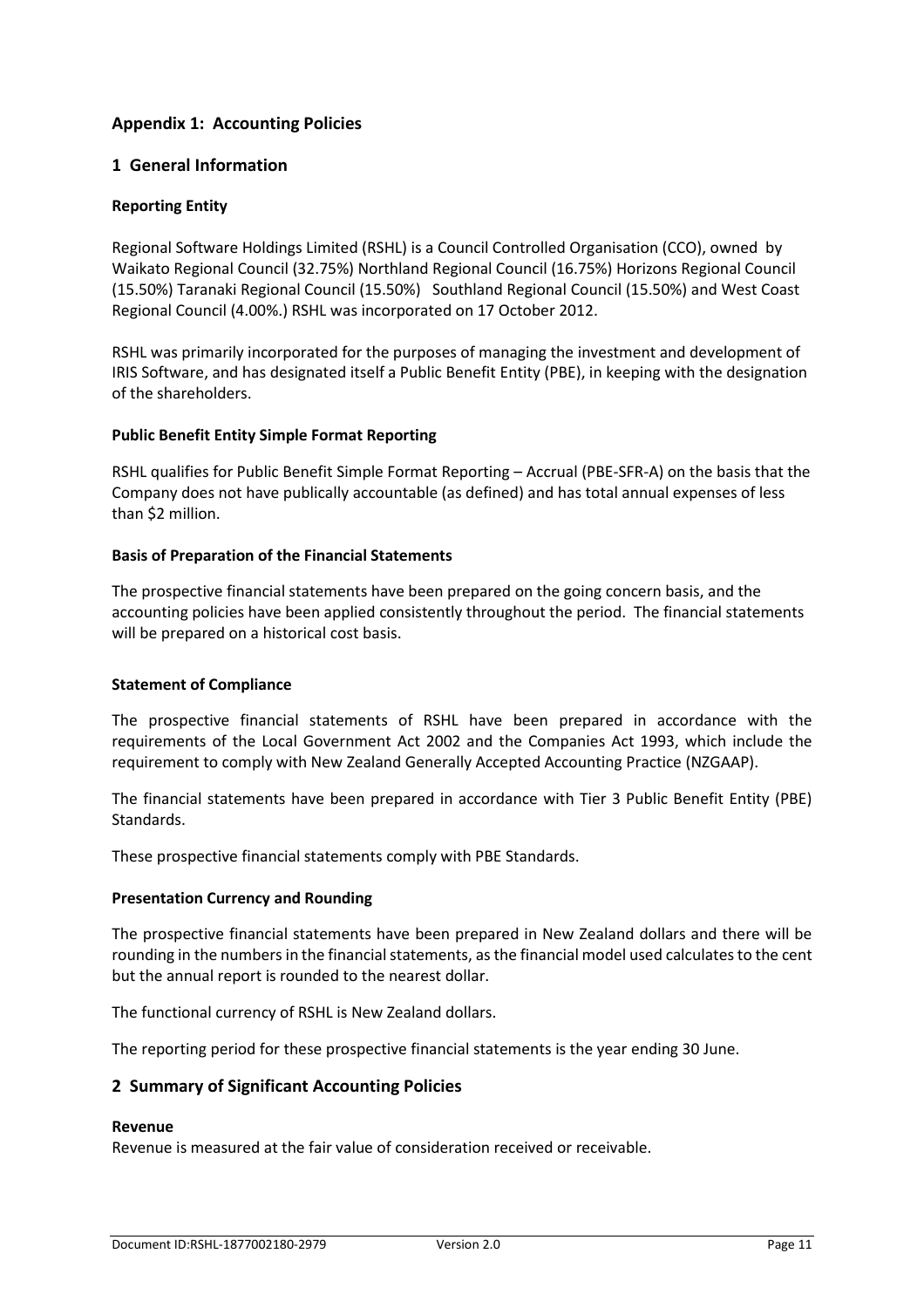## Appendix 1: Accounting Policies

## 1 General Information

### Reporting Entity

Regional Software Holdings Limited (RSHL) is a Council Controlled Organisation (CCO), owned by Waikato Regional Council (32.75%) Northland Regional Council (16.75%) Horizons Regional Council (15.50%) Taranaki Regional Council (15.50%) Southland Regional Council (15.50%) and West Coast Regional Council (4.00%.) RSHL was incorporated on 17 October 2012.

RSHL was primarily incorporated for the purposes of managing the investment and development of IRIS Software, and has designated itself a Public Benefit Entity (PBE), in keeping with the designation of the shareholders.

### Public Benefit Entity Simple Format Reporting

RSHL qualifies for Public Benefit Simple Format Reporting – Accrual (PBE-SFR-A) on the basis that the Company does not have publically accountable (as defined) and has total annual expenses of less than $2 million.

### Basis of Preparation of the Financial Statements

The prospective financial statements have been prepared on the going concern basis, and the accounting policies have been applied consistently throughout the period. The financial statements will be prepared on a historical cost basis.

### Statement of Compliance

The prospective financial statements of RSHL have been prepared in accordance with the requirements of the Local Government Act 2002 and the Companies Act 1993, which include the requirement to comply with New Zealand Generally Accepted Accounting Practice (NZGAAP).

The financial statements have been prepared in accordance with Tier 3 Public Benefit Entity (PBE) Standards.

These prospective financial statements comply with PBE Standards.

### Presentation Currency and Rounding

The prospective financial statements have been prepared in New Zealand dollars and there will be rounding in the numbers in the financial statements, as the financial model used calculates to the cent but the annual report is rounded to the nearest dollar.

The functional currency of RSHL is New Zealand dollars.

The reporting period for these prospective financial statements is the year ending 30 June.

## 2 Summary of Significant Accounting Policies

### Revenue

Revenue is measured at the fair value of consideration received or receivable.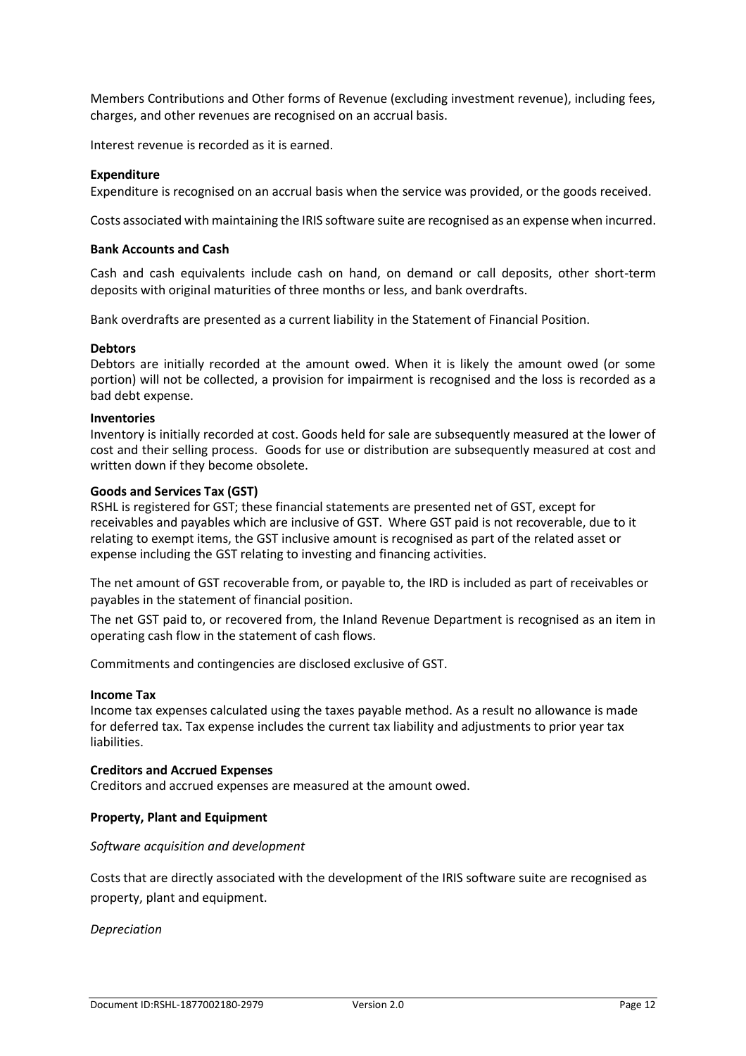Members Contributions and Other forms of Revenue (excluding investment revenue), including fees, charges, and other revenues are recognised on an accrual basis.

Interest revenue is recorded as it is earned.

**Expenditure**

Expenditure is recognised on an accrual basis when the service was provided, or the goods received.

Costs associated with maintaining the IRIS software suite are recognised as an expense when incurred.

**Bank Accounts and Cash**

Cash and cash equivalents include cash on hand, on demand or call deposits, other short-term deposits with original maturities of three months or less, and bank overdrafts.

Bank overdrafts are presented as a current liability in the Statement of Financial Position.

**Debtors**

Debtors are initially recorded at the amount owed. When it is likely the amount owed (or some portion) will not be collected, a provision for impairment is recognised and the loss is recorded as a bad debt expense.

**Inventories**

Inventory is initially recorded at cost. Goods held for sale are subsequently measured at the lower of cost and their selling process. Goods for use or distribution are subsequently measured at cost and written down if they become obsolete.

**Goods and Services Tax (GST)**

RSHL is registered for GST; these financial statements are presented net of GST, except for receivables and payables which are inclusive of GST. Where GST paid is not recoverable, due to it relating to exempt items, the GST inclusive amount is recognised as part of the related asset or expense including the GST relating to investing and financing activities.

The net amount of GST recoverable from, or payable to, the IRD is included as part of receivables or payables in the statement of financial position.

The net GST paid to, or recovered from, the Inland Revenue Department is recognised as an item in operating cash flow in the statement of cash flows.

Commitments and contingencies are disclosed exclusive of GST.

**Income Tax**

Income tax expenses calculated using the taxes payable method. As a result no allowance is made for deferred tax. Tax expense includes the current tax liability and adjustments to prior year tax liabilities.

**Creditors and Accrued Expenses**

Creditors and accrued expenses are measured at the amount owed.

**Property, Plant and Equipment**

*Software acquisition and development*

Costs that are directly associated with the development of the IRIS software suite are recognised as property, plant and equipment.

*Depreciation*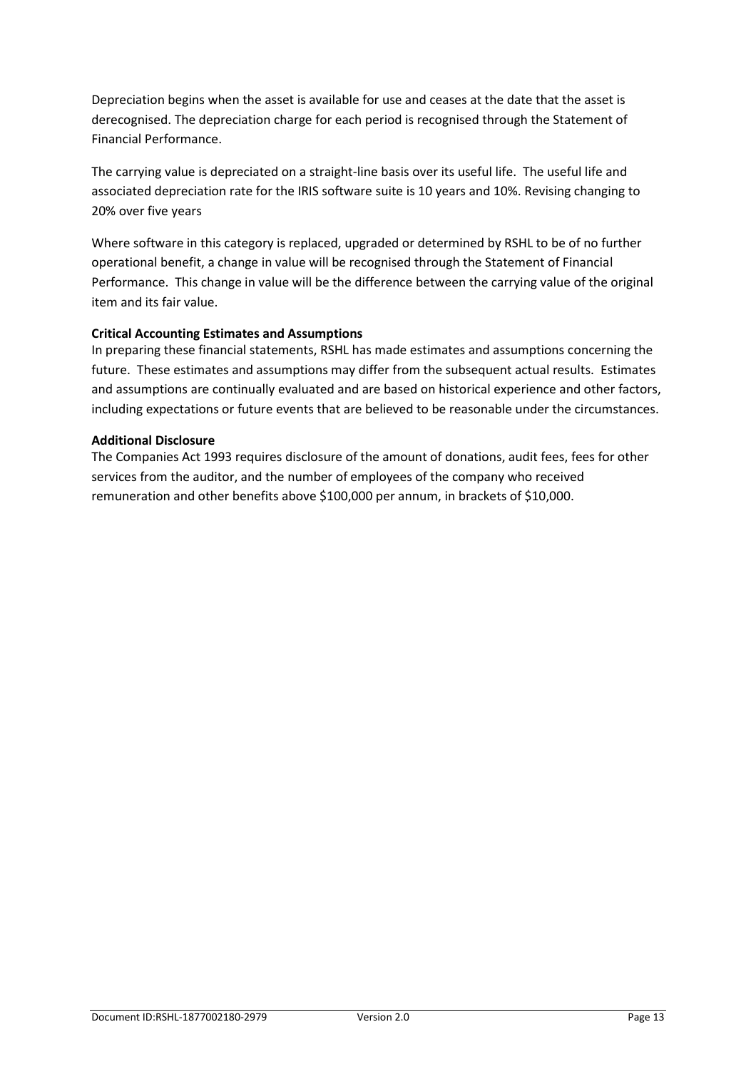Depreciation begins when the asset is available for use and ceases at the date that the asset is derecognised. The depreciation charge for each period is recognised through the Statement of Financial Performance.

The carrying value is depreciated on a straight-line basis over its useful life. The useful life and associated depreciation rate for the IRIS software suite is 10 years and 10%. Revising changing to 20% over five years

Where software in this category is replaced, upgraded or determined by RSHL to be of no further operational benefit, a change in value will be recognised through the Statement of Financial Performance. This change in value will be the difference between the carrying value of the original item and its fair value.

**Critical Accounting Estimates and Assumptions**

In preparing these financial statements, RSHL has made estimates and assumptions concerning the future. These estimates and assumptions may differ from the subsequent actual results. Estimates and assumptions are continually evaluated and are based on historical experience and other factors, including expectations or future events that are believed to be reasonable under the circumstances.

**Additional Disclosure**

The Companies Act 1993 requires disclosure of the amount of donations, audit fees, fees for other services from the auditor, and the number of employees of the company who received remuneration and other benefits above $100,000 per annum, in brackets of $10,000.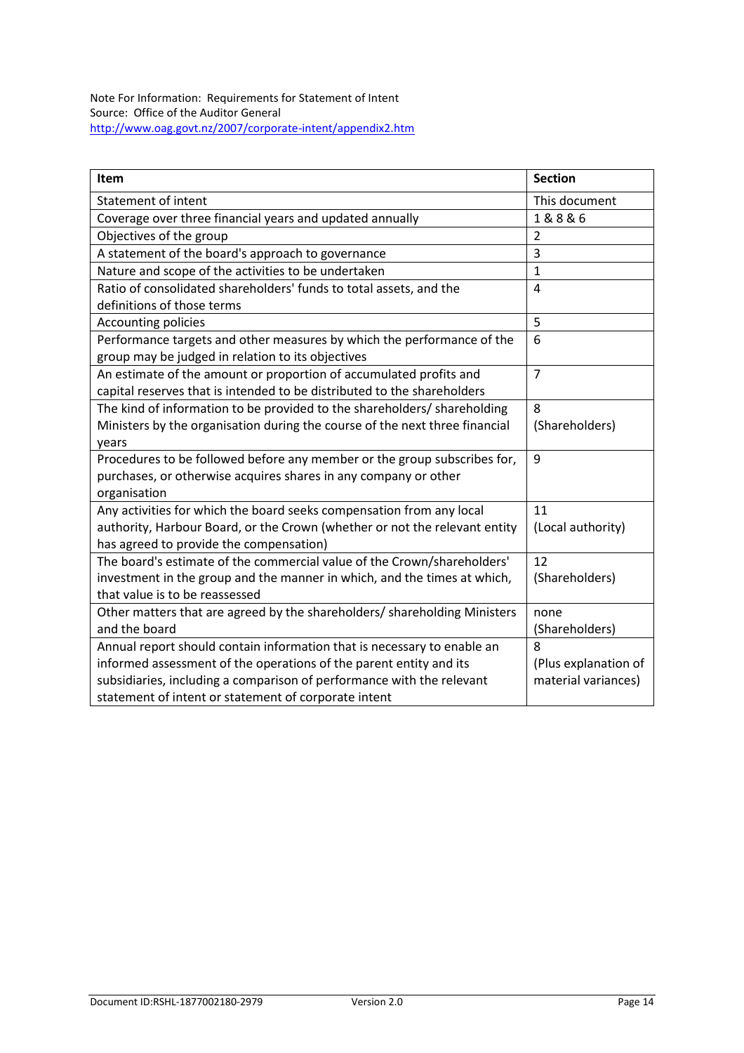Note For Information: Requirements for Statement of Intent
Source: Office of the Auditor General
http://www.oag.govt.nz/2007/corporate-intent/appendix2.htm

| Item | Section |
|---|---|
| Statement of intent | This document |
| Coverage over three financial years and updated annually | 1 & 8 & 6 |
| Objectives of the group | 2 |
| A statement of the board's approach to governance | 3 |
| Nature and scope of the activities to be undertaken | 1 |
| Ratio of consolidated shareholders' funds to total assets, and the definitions of those terms | 4 |
| Accounting policies | 5 |
| Performance targets and other measures by which the performance of the group may be judged in relation to its objectives | 6 |
| An estimate of the amount or proportion of accumulated profits and capital reserves that is intended to be distributed to the shareholders | 7 |
| The kind of information to be provided to the shareholders/ shareholding Ministers by the organisation during the course of the next three financial years | 8 (Shareholders) |
| Procedures to be followed before any member or the group subscribes for, purchases, or otherwise acquires shares in any company or other organisation | 9 |
| Any activities for which the board seeks compensation from any local authority, Harbour Board, or the Crown (whether or not the relevant entity has agreed to provide the compensation) | 11 (Local authority) |
| The board's estimate of the commercial value of the Crown/shareholders' investment in the group and the manner in which, and the times at which, that value is to be reassessed | 12 (Shareholders) |
| Other matters that are agreed by the shareholders/ shareholding Ministers and the board | none (Shareholders) |
| Annual report should contain information that is necessary to enable an informed assessment of the operations of the parent entity and its subsidiaries, including a comparison of performance with the relevant statement of intent or statement of corporate intent | 8 (Plus explanation of material variances) |

Document ID:RSHL-1877002180-2979 Version 2.0